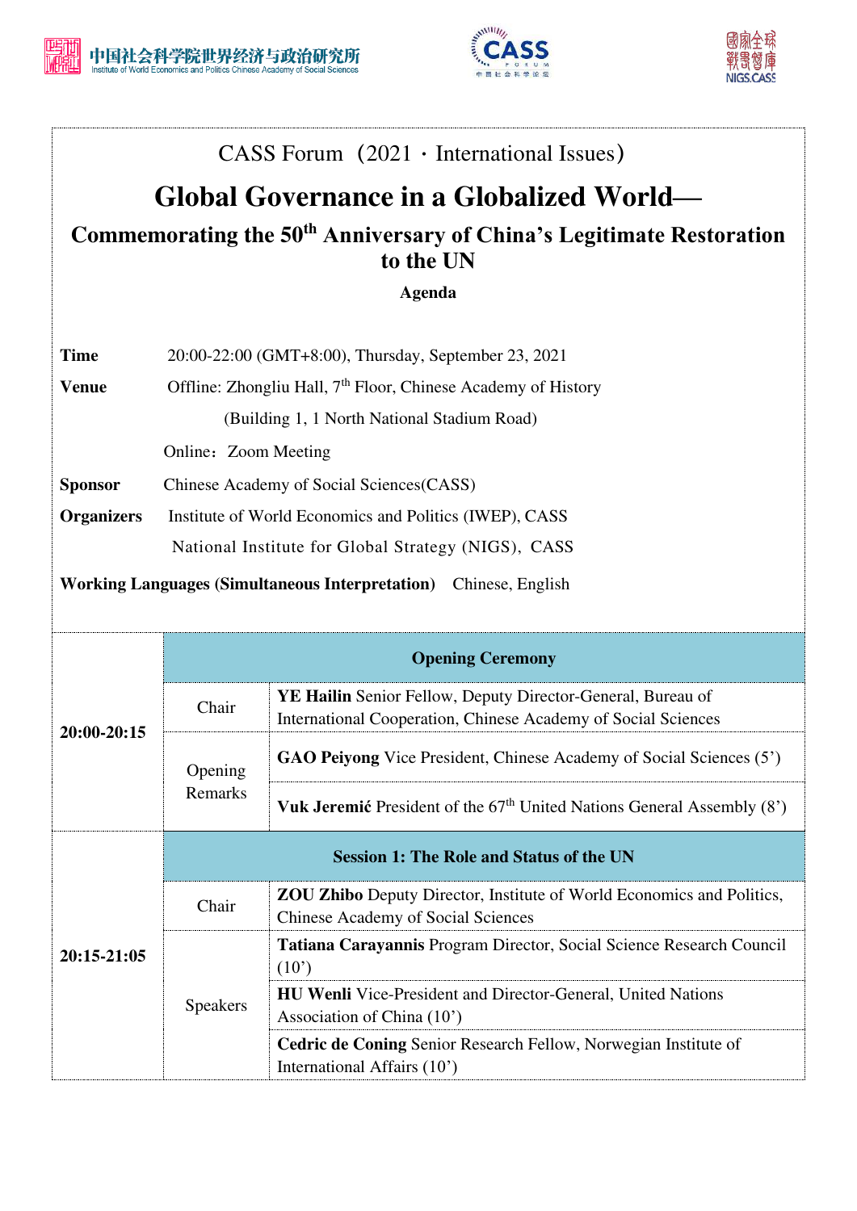CASS Forum（2021・International Issues）

# Global Governance in a Globalized World—

## Commemorating the 50th Anniversary of China's Legitimate Restoration to the UN

**Agenda**

**Time** 20:00-22:00 (GMT+8:00), Thursday, September 23, 2021

**Venue** Offline: Zhongliu Hall, 7th Floor, Chinese Academy of History (Building 1, 1 North National Stadium Road)

Online：Zoom Meeting

**Sponsor** Chinese Academy of Social Sciences(CASS)

**Organizers** Institute of World Economics and Politics (IWEP), CASS

National Institute for Global Strategy (NIGS), CASS

**Working Languages (Simultaneous Interpretation)** Chinese, English

| | | |
|---|---|---|
| **20:00-20:15** | **Opening Ceremony** | |
| | Chair | **YE Hailin** Senior Fellow, Deputy Director-General, Bureau of International Cooperation, Chinese Academy of Social Sciences |
| | Opening Remarks | **GAO Peiyong** Vice President, Chinese Academy of Social Sciences (5') |
| | | **Vuk Jeremić** President of the 67th United Nations General Assembly (8') |
| **20:15-21:05** | **Session 1: The Role and Status of the UN** | |
| | Chair | **ZOU Zhibo** Deputy Director, Institute of World Economics and Politics, Chinese Academy of Social Sciences |
| | Speakers | **Tatiana Carayannis** Program Director, Social Science Research Council (10') |
| | | **HU Wenli** Vice-President and Director-General, United Nations Association of China (10') |
| | | **Cedric de Coning** Senior Research Fellow, Norwegian Institute of International Affairs (10') |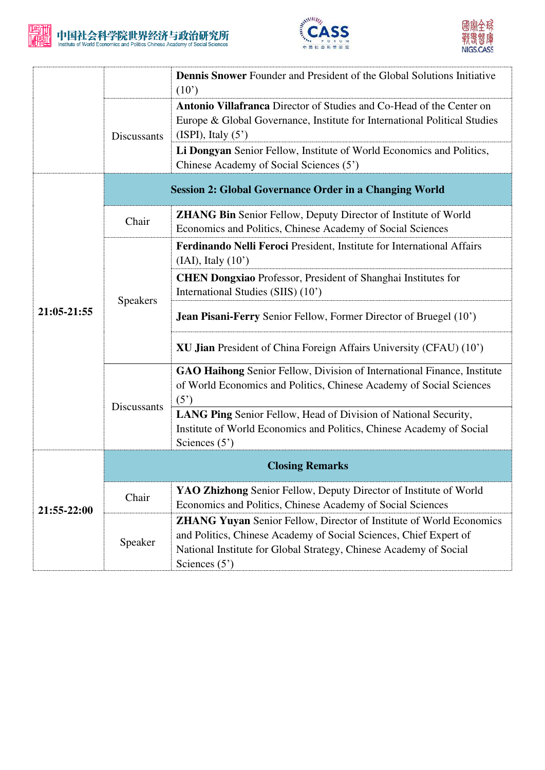| | | |
|---|---|---|
| | | **Dennis Snower** Founder and President of the Global Solutions Initiative (10') |
| | Discussants | **Antonio Villafranca** Director of Studies and Co-Head of the Center on Europe & Global Governance, Institute for International Political Studies (ISPI), Italy (5') |
| | | **Li Dongyan** Senior Fellow, Institute of World Economics and Politics, Chinese Academy of Social Sciences (5') |
| **21:05-21:55** | **Session 2: Global Governance Order in a Changing World** | |
| | Chair | **ZHANG Bin** Senior Fellow, Deputy Director of Institute of World Economics and Politics, Chinese Academy of Social Sciences |
| | Speakers | **Ferdinando Nelli Feroci** President, Institute for International Affairs (IAI), Italy (10') |
| | | **CHEN Dongxiao** Professor, President of Shanghai Institutes for International Studies (SIIS) (10') |
| | | **Jean Pisani-Ferry** Senior Fellow, Former Director of Bruegel (10') |
| | | **XU Jian** President of China Foreign Affairs University (CFAU) (10') |
| | Discussants | **GAO Haihong** Senior Fellow, Division of International Finance, Institute of World Economics and Politics, Chinese Academy of Social Sciences (5') |
| | | **LANG Ping** Senior Fellow, Head of Division of National Security, Institute of World Economics and Politics, Chinese Academy of Social Sciences (5') |
| **21:55-22:00** | **Closing Remarks** | |
| | Chair | **YAO Zhizhong** Senior Fellow, Deputy Director of Institute of World Economics and Politics, Chinese Academy of Social Sciences |
| | Speaker | **ZHANG Yuyan** Senior Fellow, Director of Institute of World Economics and Politics, Chinese Academy of Social Sciences, Chief Expert of National Institute for Global Strategy, Chinese Academy of Social Sciences (5') |